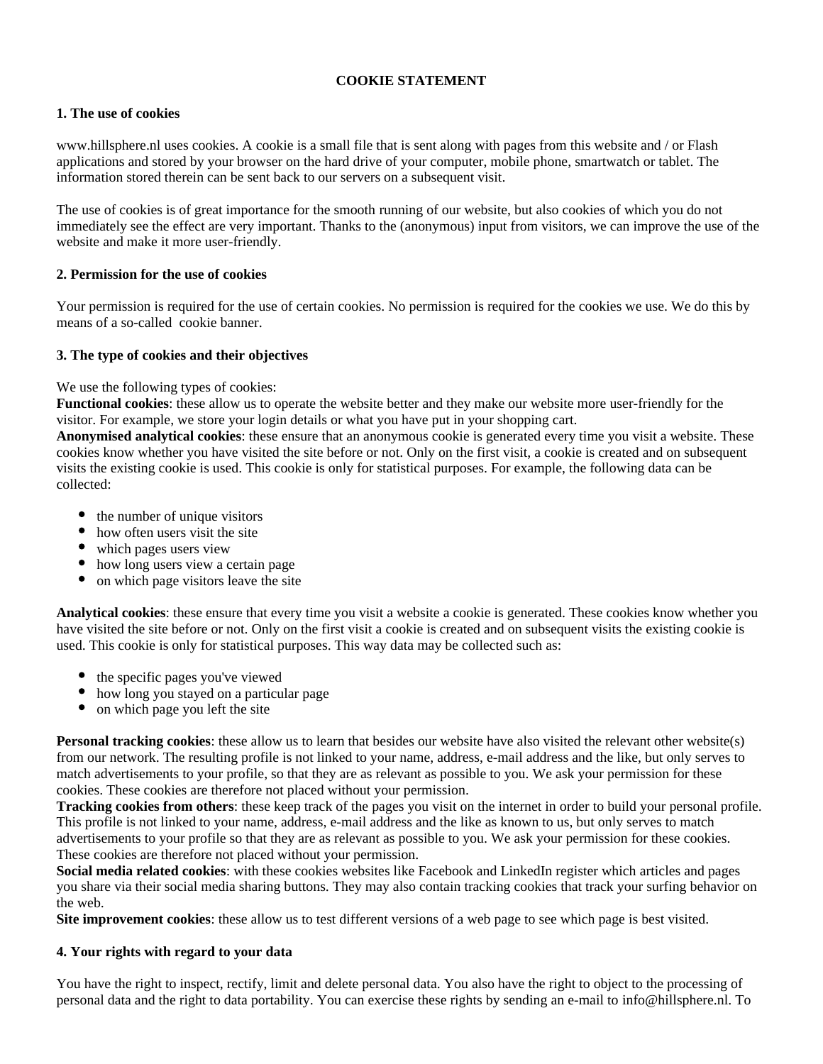# COOKIE STATEMENT

## 1. The use of cookies

www.hillsphere.nl uses cookies. A cookie is a small file that is sent along with pages from this website and / or Flash applications and stored by your browser on the hard drive of your computer, mobile phone, smartwatch or tablet. The information stored therein can be sent back to our servers on a subsequent visit.

The use of cookies is of great importance for the smooth running of our website, but also cookies of which you do not immediately see the effect are very important. Thanks to the (anonymous) input from visitors, we can improve the use of the website and make it more user-friendly.

## 2. Permission for the use of cookies

Your permission is required for the use of certain cookies. No permission is required for the cookies we use. We do this by means of a so-called  cookie banner.

## 3. The type of cookies and their objectives

We use the following types of cookies:

**Functional cookies**: these allow us to operate the website better and they make our website more user-friendly for the visitor. For example, we store your login details or what you have put in your shopping cart.

**Anonymised analytical cookies**: these ensure that an anonymous cookie is generated every time you visit a website. These cookies know whether you have visited the site before or not. Only on the first visit, a cookie is created and on subsequent visits the existing cookie is used. This cookie is only for statistical purposes. For example, the following data can be collected:

- the number of unique visitors
- how often users visit the site
- which pages users view
- how long users view a certain page
- on which page visitors leave the site

**Analytical cookies**: these ensure that every time you visit a website a cookie is generated. These cookies know whether you have visited the site before or not. Only on the first visit a cookie is created and on subsequent visits the existing cookie is used. This cookie is only for statistical purposes. This way data may be collected such as:

- the specific pages you've viewed
- how long you stayed on a particular page
- on which page you left the site

**Personal tracking cookies**: these allow us to learn that besides our website have also visited the relevant other website(s) from our network. The resulting profile is not linked to your name, address, e-mail address and the like, but only serves to match advertisements to your profile, so that they are as relevant as possible to you. We ask your permission for these cookies. These cookies are therefore not placed without your permission.

**Tracking cookies from others**: these keep track of the pages you visit on the internet in order to build your personal profile. This profile is not linked to your name, address, e-mail address and the like as known to us, but only serves to match advertisements to your profile so that they are as relevant as possible to you. We ask your permission for these cookies. These cookies are therefore not placed without your permission.

**Social media related cookies**: with these cookies websites like Facebook and LinkedIn register which articles and pages you share via their social media sharing buttons. They may also contain tracking cookies that track your surfing behavior on the web.

**Site improvement cookies**: these allow us to test different versions of a web page to see which page is best visited.

## 4. Your rights with regard to your data

You have the right to inspect, rectify, limit and delete personal data. You also have the right to object to the processing of personal data and the right to data portability. You can exercise these rights by sending an e-mail to info@hillsphere.nl. To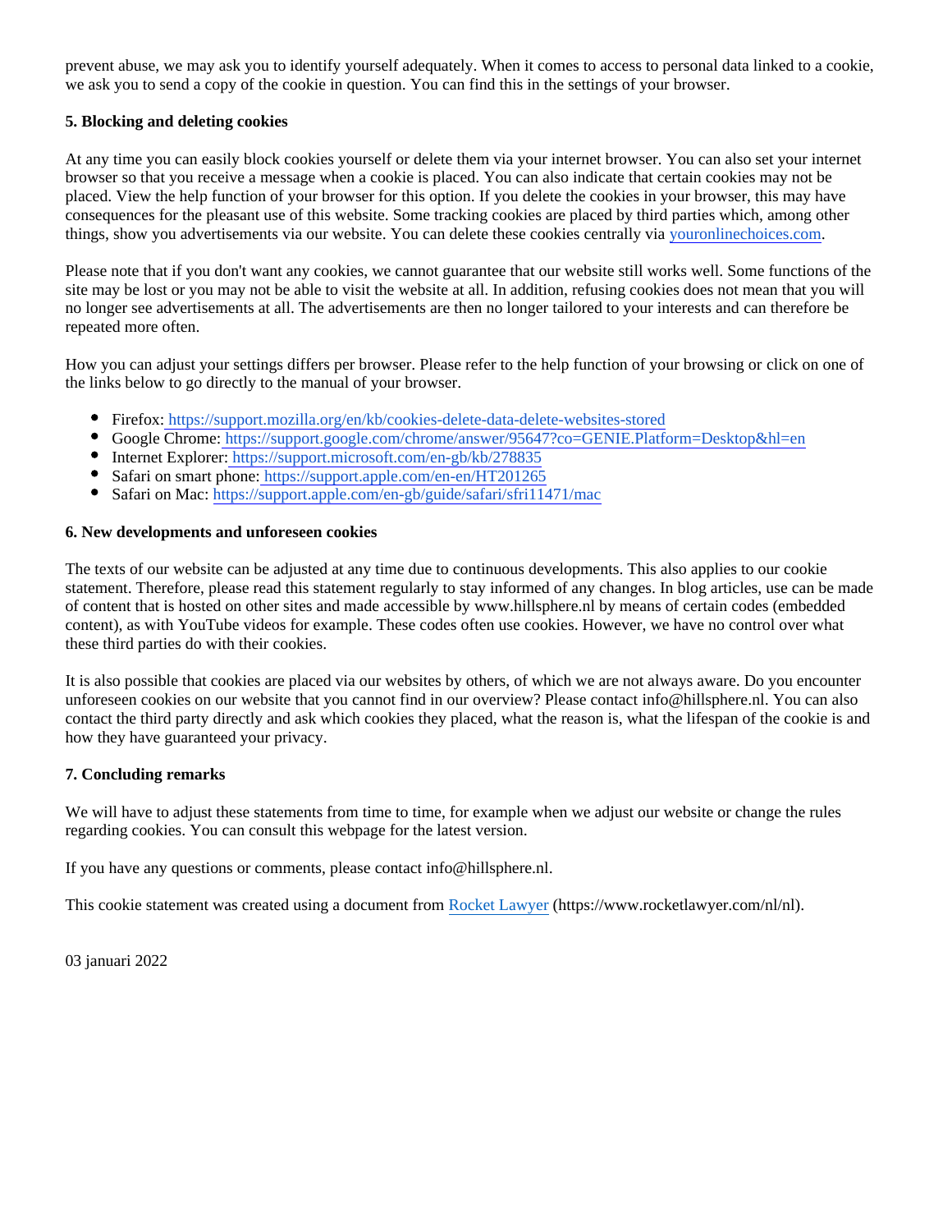prevent abuse, we may ask you to identify yourself adequately. When it comes to access to personal data linked to a cookie, we ask you to send a copy of the cookie in question. You can find this in the settings of your browser.

**5. Blocking and deleting cookies**

At any time you can easily block cookies yourself or delete them via your internet browser. You can also set your internet browser so that you receive a message when a cookie is placed. You can also indicate that certain cookies may not be placed. View the help function of your browser for this option. If you delete the cookies in your browser, this may have consequences for the pleasant use of this website. Some tracking cookies are placed by third parties which, among other things, show you advertisements via our website. You can delete these cookies centrally via [youronlinechoices.com](youronlinechoices.com).

Please note that if you don't want any cookies, we cannot guarantee that our website still works well. Some functions of the site may be lost or you may not be able to visit the website at all. In addition, refusing cookies does not mean that you will no longer see advertisements at all. The advertisements are then no longer tailored to your interests and can therefore be repeated more often.

How you can adjust your settings differs per browser. Please refer to the help function of your browsing or click on one of the links below to go directly to the manual of your browser.

- Firefox: https://support.mozilla.org/en/kb/cookies-delete-data-delete-websites-stored
- Google Chrome: https://support.google.com/chrome/answer/95647?co=GENIE.Platform=Desktop&hl=en
- Internet Explorer: https://support.microsoft.com/en-gb/kb/278835
- Safari on smart phone: https://support.apple.com/en-en/HT201265
- Safari on Mac: https://support.apple.com/en-gb/guide/safari/sfri11471/mac

**6. New developments and unforeseen cookies**

The texts of our website can be adjusted at any time due to continuous developments. This also applies to our cookie statement. Therefore, please read this statement regularly to stay informed of any changes. In blog articles, use can be made of content that is hosted on other sites and made accessible by www.hillsphere.nl by means of certain codes (embedded content), as with YouTube videos for example. These codes often use cookies. However, we have no control over what these third parties do with their cookies.

It is also possible that cookies are placed via our websites by others, of which we are not always aware. Do you encounter unforeseen cookies on our website that you cannot find in our overview? Please contact info@hillsphere.nl. You can also contact the third party directly and ask which cookies they placed, what the reason is, what the lifespan of the cookie is and how they have guaranteed your privacy.

**7. Concluding remarks**

We will have to adjust these statements from time to time, for example when we adjust our website or change the rules regarding cookies. You can consult this webpage for the latest version.

If you have any questions or comments, please contact info@hillsphere.nl.

This cookie statement was created using a document from [Rocket Lawyer](https://www.rocketlawyer.com/nl/nl) (https://www.rocketlawyer.com/nl/nl).

03 januari 2022